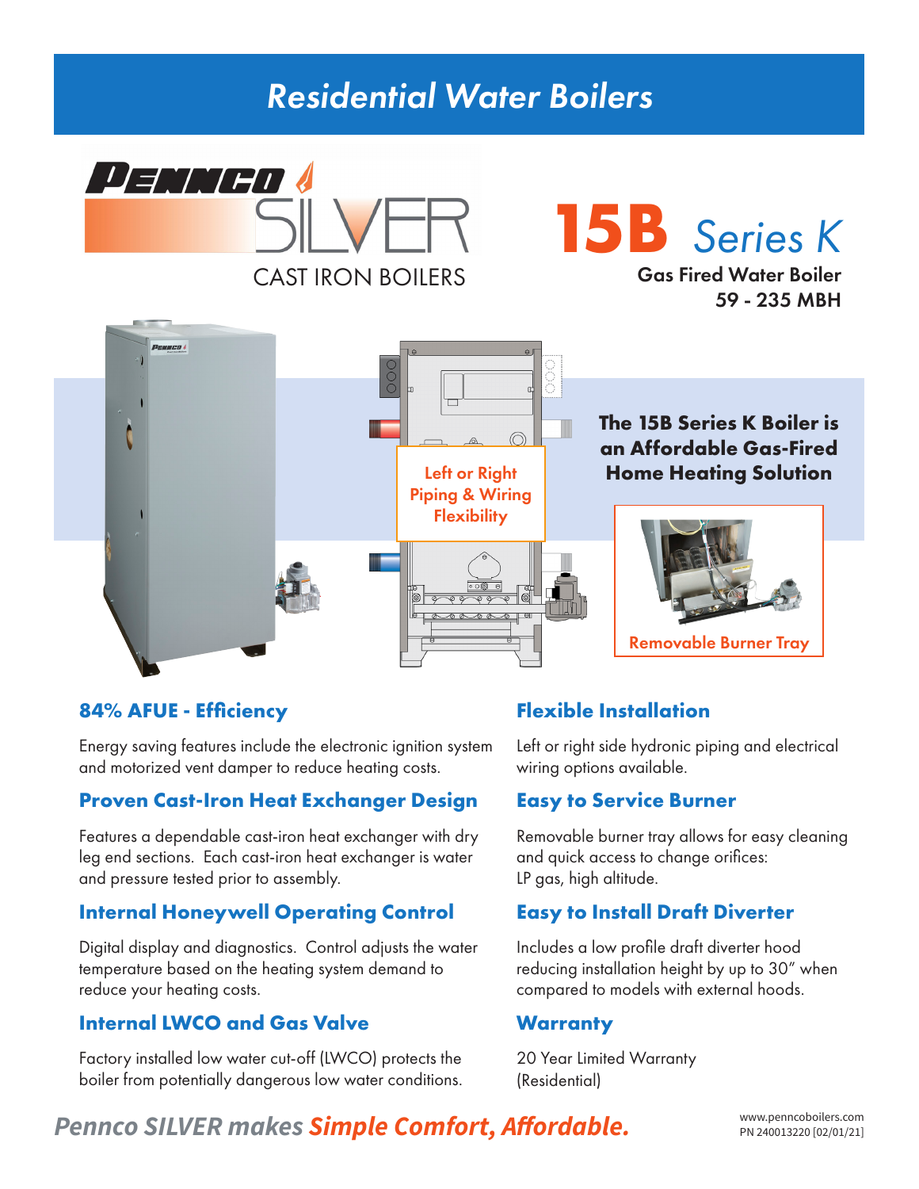# Residential Water Boilers

PENNCO SILVER

CAST IRON BOILERS

## 15B Series K

**Gas Fired Water Boiler**
**59 - 235 MBH**

Left or Right Piping & Wiring Flexibility

**The 15B Series K Boiler is an Affordable Gas-Fired Home Heating Solution**

Removable Burner Tray

### 84% AFUE - Efficiency

Energy saving features include the electronic ignition system and motorized vent damper to reduce heating costs.

### Proven Cast-Iron Heat Exchanger Design

Features a dependable cast-iron heat exchanger with dry leg end sections. Each cast-iron heat exchanger is water and pressure tested prior to assembly.

### Internal Honeywell Operating Control

Digital display and diagnostics. Control adjusts the water temperature based on the heating system demand to reduce your heating costs.

### Internal LWCO and Gas Valve

Factory installed low water cut-off (LWCO) protects the boiler from potentially dangerous low water conditions.

### Flexible Installation

Left or right side hydronic piping and electrical wiring options available.

### Easy to Service Burner

Removable burner tray allows for easy cleaning and quick access to change orifices:
LP gas, high altitude.

### Easy to Install Draft Diverter

Includes a low profile draft diverter hood reducing installation height by up to 30" when compared to models with external hoods.

### Warranty

20 Year Limited Warranty
(Residential)

*Pennco SILVER makes **Simple Comfort, Affordable.***

www.penncoboilers.com
PN 240013220 [02/01/21]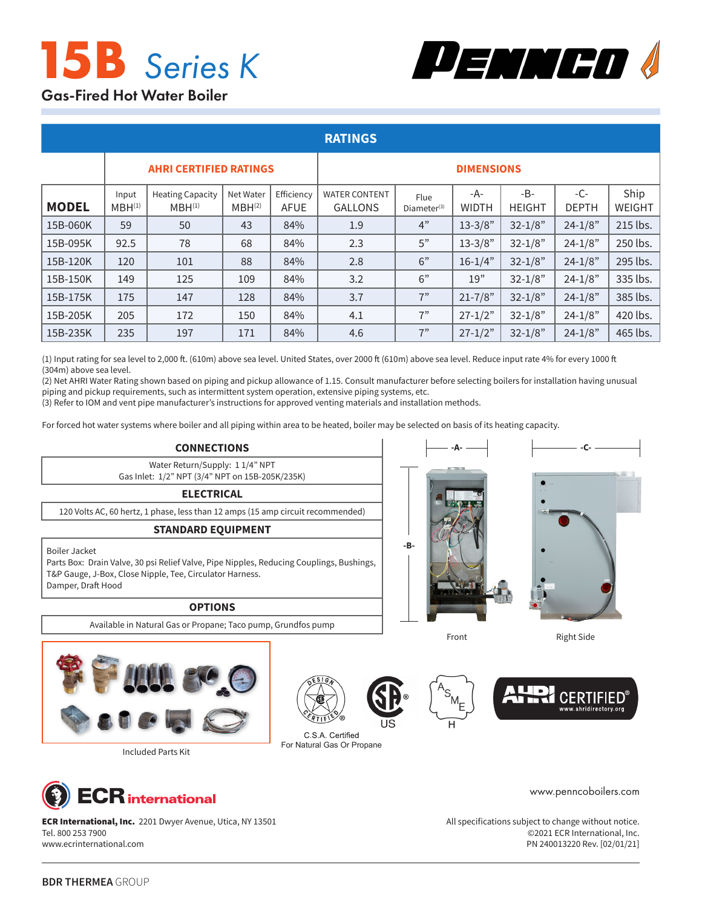# 15B *Series K*

## Gas-Fired Hot Water Boiler

PENNCO

## RATINGS

| | AHRI CERTIFIED RATINGS | | | | DIMENSIONS | | | | | |
|---|---|---|---|---|---|---|---|---|---|---|
| **MODEL** | Input MBH[1] | Heating Capacity MBH[1] | Net Water MBH[2] | Efficiency AFUE | WATER CONTENT GALLONS | Flue Diameter[3] | -A- WIDTH | -B- HEIGHT | -C- DEPTH | Ship WEIGHT |
| 15B-060K | 59 | 50 | 43 | 84% | 1.9 | 4” | 13-3/8” | 32-1/8” | 24-1/8” | 215 lbs. |
| 15B-095K | 92.5 | 78 | 68 | 84% | 2.3 | 5” | 13-3/8” | 32-1/8” | 24-1/8” | 250 lbs. |
| 15B-120K | 120 | 101 | 88 | 84% | 2.8 | 6” | 16-1/4” | 32-1/8” | 24-1/8” | 295 lbs. |
| 15B-150K | 149 | 125 | 109 | 84% | 3.2 | 6” | 19” | 32-1/8” | 24-1/8” | 335 lbs. |
| 15B-175K | 175 | 147 | 128 | 84% | 3.7 | 7” | 21-7/8” | 32-1/8” | 24-1/8” | 385 lbs. |
| 15B-205K | 205 | 172 | 150 | 84% | 4.1 | 7” | 27-1/2” | 32-1/8” | 24-1/8” | 420 lbs. |
| 15B-235K | 235 | 197 | 171 | 84% | 4.6 | 7” | 27-1/2” | 32-1/8” | 24-1/8” | 465 lbs. |

(1) Input rating for sea level to 2,000 ft. (610m) above sea level. United States, over 2000 ft (610m) above sea level. Reduce input rate 4% for every 1000 ft (304m) above sea level.
(2) Net AHRI Water Rating shown based on piping and pickup allowance of 1.15. Consult manufacturer before selecting boilers for installation having unusual piping and pickup requirements, such as intermittent system operation, extensive piping systems, etc.
(3) Refer to IOM and vent pipe manufacturer’s instructions for approved venting materials and installation methods.

For forced hot water systems where boiler and all piping within area to be heated, boiler may be selected on basis of its heating capacity.

### CONNECTIONS

Water Return/Supply: 1 1/4” NPT
Gas Inlet: 1/2” NPT (3/4” NPT on 15B-205K/235K)

### ELECTRICAL

120 Volts AC, 60 hertz, 1 phase, less than 12 amps (15 amp circuit recommended)

### STANDARD EQUIPMENT

Boiler Jacket
Parts Box: Drain Valve, 30 psi Relief Valve, Pipe Nipples, Reducing Couplings, Bushings, T&P Gauge, J-Box, Close Nipple, Tee, Circulator Harness.
Damper, Draft Hood

### OPTIONS

Available in Natural Gas or Propane; Taco pump, Grundfos pump

-A- -B- -C-

Front

Right Side

Included Parts Kit

C.S.A. Certified
For Natural Gas Or Propane

AHRI CERTIFIED® www.ahridirectory.org

ECR international

**ECR International, Inc.** 2201 Dwyer Avenue, Utica, NY 13501
Tel. 800 253 7900
www.ecrinternational.com

www.penncoboilers.com

All specifications subject to change without notice.
©2021 ECR International, Inc.
PN 240013220 Rev. [02/01/21]

**BDR THERMEA** GROUP